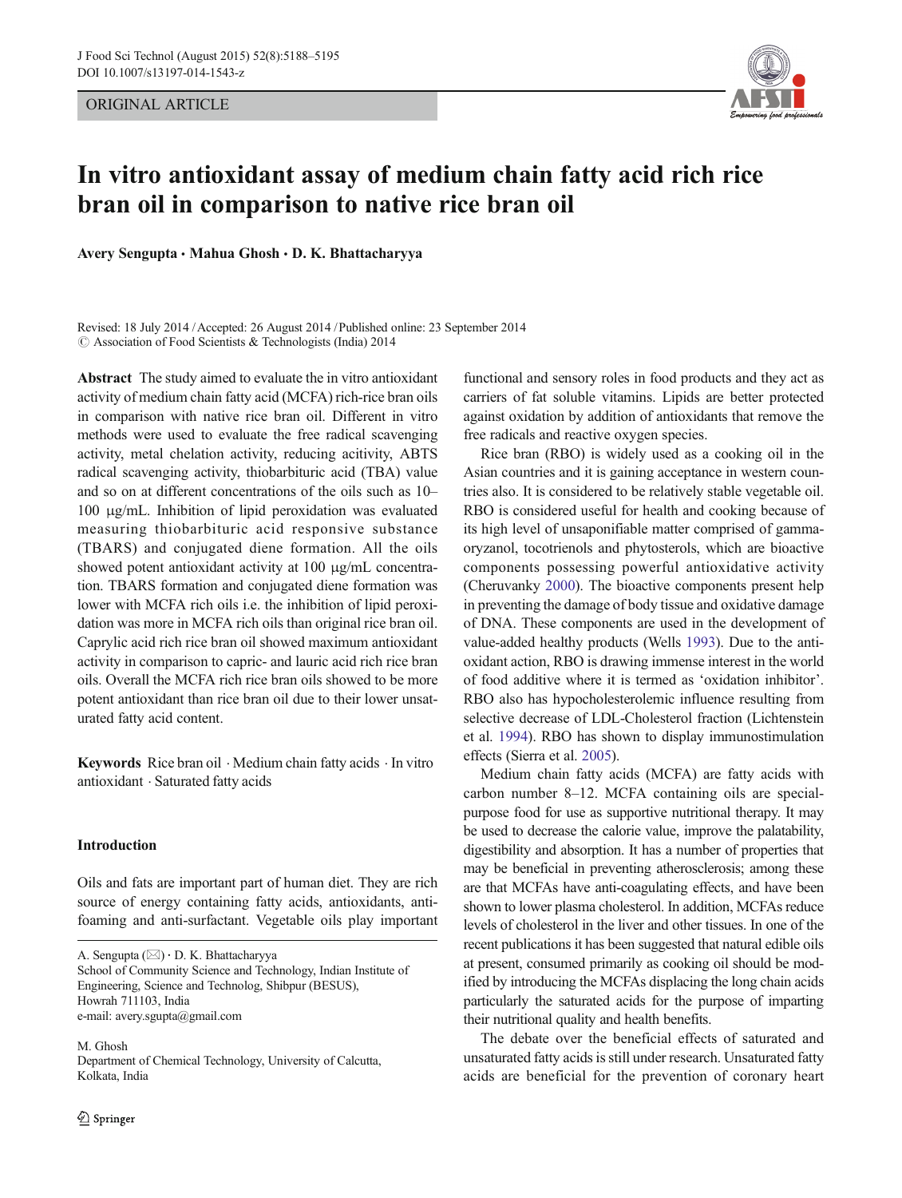ORIGINAL ARTICLE

# In vitro antioxidant assay of medium chain fatty acid rich rice bran oil in comparison to native rice bran oil

**Avery Sengupta · Mahua Ghosh · D. K. Bhattacharyya**

Revised: 18 July 2014 / Accepted: 26 August 2014 / Published online: 23 September 2014
© Association of Food Scientists & Technologists (India) 2014

**Abstract** The study aimed to evaluate the in vitro antioxidant activity of medium chain fatty acid (MCFA) rich-rice bran oils in comparison with native rice bran oil. Different in vitro methods were used to evaluate the free radical scavenging activity, metal chelation activity, reducing acitivity, ABTS radical scavenging activity, thiobarbituric acid (TBA) value and so on at different concentrations of the oils such as 10–100 μg/mL. Inhibition of lipid peroxidation was evaluated measuring thiobarbituric acid responsive substance (TBARS) and conjugated diene formation. All the oils showed potent antioxidant activity at 100 μg/mL concentration. TBARS formation and conjugated diene formation was lower with MCFA rich oils i.e. the inhibition of lipid peroxidation was more in MCFA rich oils than original rice bran oil. Caprylic acid rich rice bran oil showed maximum antioxidant activity in comparison to capric- and lauric acid rich rice bran oils. Overall the MCFA rich rice bran oils showed to be more potent antioxidant than rice bran oil due to their lower unsaturated fatty acid content.

**Keywords** Rice bran oil · Medium chain fatty acids · In vitro antioxidant · Saturated fatty acids

## Introduction

Oils and fats are important part of human diet. They are rich source of energy containing fatty acids, antioxidants, anti-foaming and anti-surfactant. Vegetable oils play important functional and sensory roles in food products and they act as carriers of fat soluble vitamins. Lipids are better protected against oxidation by addition of antioxidants that remove the free radicals and reactive oxygen species.

Rice bran (RBO) is widely used as a cooking oil in the Asian countries and it is gaining acceptance in western countries also. It is considered to be relatively stable vegetable oil. RBO is considered useful for health and cooking because of its high level of unsaponifiable matter comprised of gamma-oryzanol, tocotrienols and phytosterols, which are bioactive components possessing powerful antioxidative activity (Cheruvanky 2000). The bioactive components present help in preventing the damage of body tissue and oxidative damage of DNA. These components are used in the development of value-added healthy products (Wells 1993). Due to the antioxidant action, RBO is drawing immense interest in the world of food additive where it is termed as 'oxidation inhibitor'. RBO also has hypocholesterolemic influence resulting from selective decrease of LDL-Cholesterol fraction (Lichtenstein et al. 1994). RBO has shown to display immunostimulation effects (Sierra et al. 2005).

Medium chain fatty acids (MCFA) are fatty acids with carbon number 8–12. MCFA containing oils are special-purpose food for use as supportive nutritional therapy. It may be used to decrease the calorie value, improve the palatability, digestibility and absorption. It has a number of properties that may be beneficial in preventing atherosclerosis; among these are that MCFAs have anti-coagulating effects, and have been shown to lower plasma cholesterol. In addition, MCFAs reduce levels of cholesterol in the liver and other tissues. In one of the recent publications it has been suggested that natural edible oils at present, consumed primarily as cooking oil should be modified by introducing the MCFAs displacing the long chain acids particularly the saturated acids for the purpose of imparting their nutritional quality and health benefits.

The debate over the beneficial effects of saturated and unsaturated fatty acids is still under research. Unsaturated fatty acids are beneficial for the prevention of coronary heart

A. Sengupta (✉) · D. K. Bhattacharyya
School of Community Science and Technology, Indian Institute of Engineering, Science and Technolog, Shibpur (BESUS), Howrah 711103, India
e-mail: avery.sgupta@gmail.com

M. Ghosh
Department of Chemical Technology, University of Calcutta, Kolkata, India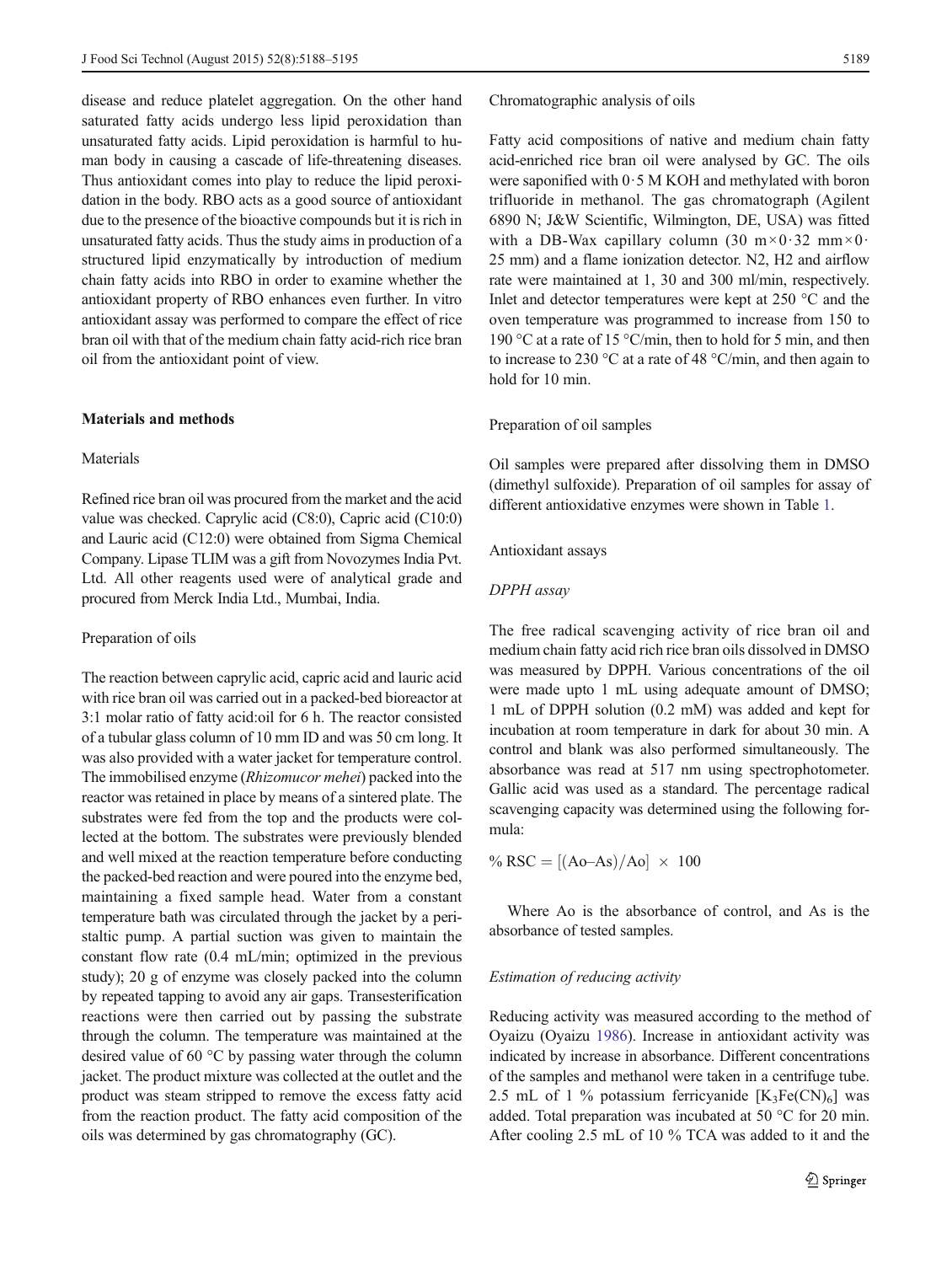disease and reduce platelet aggregation. On the other hand saturated fatty acids undergo less lipid peroxidation than unsaturated fatty acids. Lipid peroxidation is harmful to human body in causing a cascade of life-threatening diseases. Thus antioxidant comes into play to reduce the lipid peroxidation in the body. RBO acts as a good source of antioxidant due to the presence of the bioactive compounds but it is rich in unsaturated fatty acids. Thus the study aims in production of a structured lipid enzymatically by introduction of medium chain fatty acids into RBO in order to examine whether the antioxidant property of RBO enhances even further. In vitro antioxidant assay was performed to compare the effect of rice bran oil with that of the medium chain fatty acid-rich rice bran oil from the antioxidant point of view.

## Materials and methods

### Materials

Refined rice bran oil was procured from the market and the acid value was checked. Caprylic acid (C8:0), Capric acid (C10:0) and Lauric acid (C12:0) were obtained from Sigma Chemical Company. Lipase TLIM was a gift from Novozymes India Pvt. Ltd. All other reagents used were of analytical grade and procured from Merck India Ltd., Mumbai, India.

### Preparation of oils

The reaction between caprylic acid, capric acid and lauric acid with rice bran oil was carried out in a packed-bed bioreactor at 3:1 molar ratio of fatty acid:oil for 6 h. The reactor consisted of a tubular glass column of 10 mm ID and was 50 cm long. It was also provided with a water jacket for temperature control. The immobilised enzyme (*Rhizomucor mehei*) packed into the reactor was retained in place by means of a sintered plate. The substrates were fed from the top and the products were collected at the bottom. The substrates were previously blended and well mixed at the reaction temperature before conducting the packed-bed reaction and were poured into the enzyme bed, maintaining a fixed sample head. Water from a constant temperature bath was circulated through the jacket by a peristaltic pump. A partial suction was given to maintain the constant flow rate (0.4 mL/min; optimized in the previous study); 20 g of enzyme was closely packed into the column by repeated tapping to avoid any air gaps. Transesterification reactions were then carried out by passing the substrate through the column. The temperature was maintained at the desired value of 60 °C by passing water through the column jacket. The product mixture was collected at the outlet and the product was steam stripped to remove the excess fatty acid from the reaction product. The fatty acid composition of the oils was determined by gas chromatography (GC).

### Chromatographic analysis of oils

Fatty acid compositions of native and medium chain fatty acid-enriched rice bran oil were analysed by GC. The oils were saponified with 0·5 M KOH and methylated with boron trifluoride in methanol. The gas chromatograph (Agilent 6890 N; J&W Scientific, Wilmington, DE, USA) was fitted with a DB-Wax capillary column (30 m×0·32 mm×0·25 mm) and a flame ionization detector. $N_2$, $H_2$ and airflow rate were maintained at 1, 30 and 300 ml/min, respectively. Inlet and detector temperatures were kept at 250 °C and the oven temperature was programmed to increase from 150 to 190 °C at a rate of 15 °C/min, then to hold for 5 min, and then to increase to 230 °C at a rate of 48 °C/min, and then again to hold for 10 min.

### Preparation of oil samples

Oil samples were prepared after dissolving them in DMSO (dimethyl sulfoxide). Preparation of oil samples for assay of different antioxidative enzymes were shown in Table 1.

### Antioxidant assays

#### *DPPH assay*

The free radical scavenging activity of rice bran oil and medium chain fatty acid rich rice bran oils dissolved in DMSO was measured by DPPH. Various concentrations of the oil were made upto 1 mL using adequate amount of DMSO; 1 mL of DPPH solution (0.2 mM) was added and kept for incubation at room temperature in dark for about 30 min. A control and blank was also performed simultaneously. The absorbance was read at 517 nm using spectrophotometer. Gallic acid was used as a standard. The percentage radical scavenging capacity was determined using the following formula:

$$\% \text{ RSC} = [(A_o - A_s)/A_o] \times 100$$

Where Ao is the absorbance of control, and As is the absorbance of tested samples.

#### *Estimation of reducing activity*

Reducing activity was measured according to the method of Oyaizu (Oyaizu 1986). Increase in antioxidant activity was indicated by increase in absorbance. Different concentrations of the samples and methanol were taken in a centrifuge tube. 2.5 mL of 1 % potassium ferricyanide [$K_3Fe(CN)_6$] was added. Total preparation was incubated at 50 °C for 20 min. After cooling 2.5 mL of 10 % TCA was added to it and the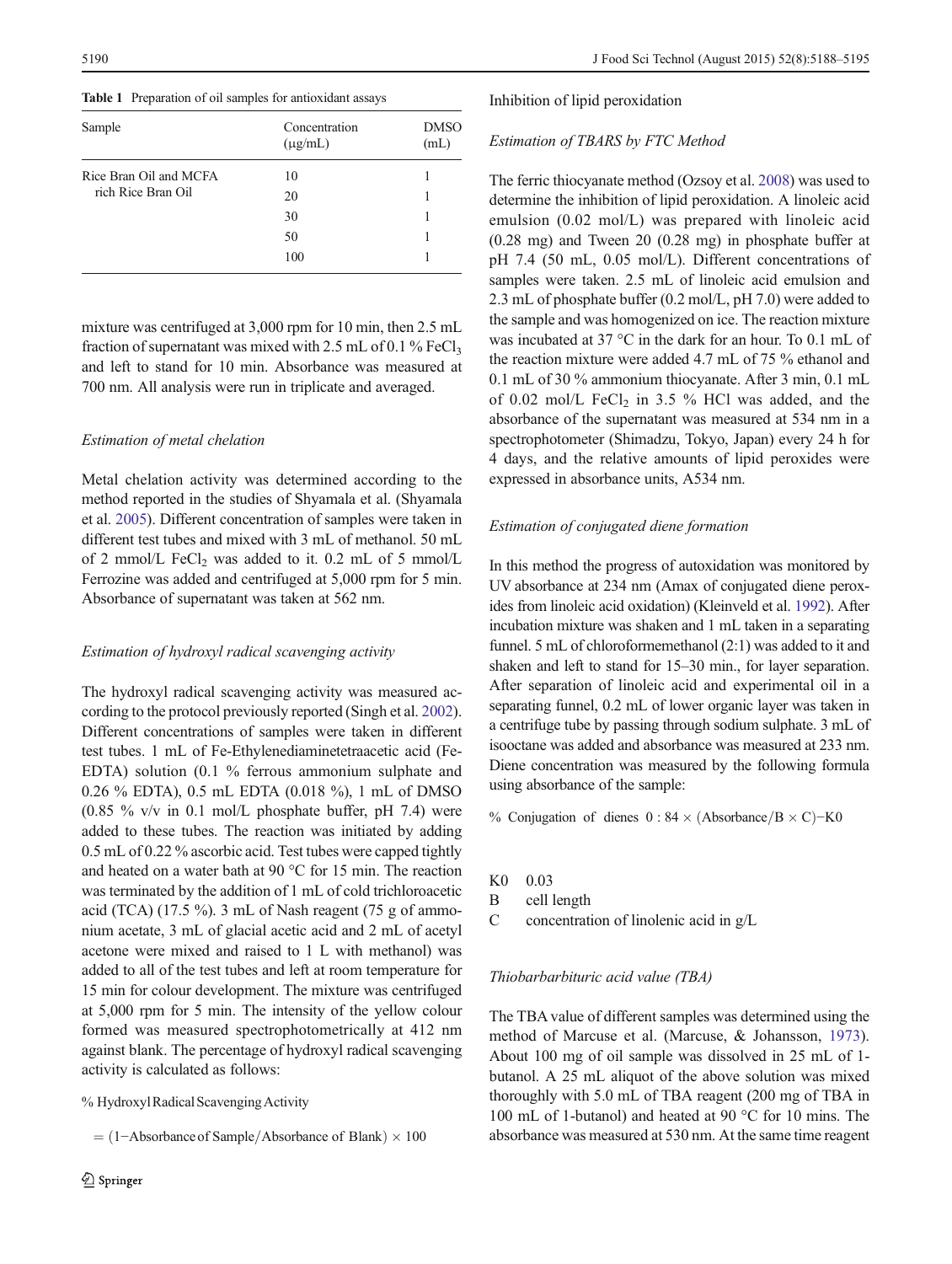**Table 1** Preparation of oil samples for antioxidant assays

| Sample | Concentration (μg/mL) | DMSO (mL) |
|---|---|---|
| Rice Bran Oil and MCFA rich Rice Bran Oil | 10 | 1 |
| | 20 | 1 |
| | 30 | 1 |
| | 50 | 1 |
| | 100 | 1 |

mixture was centrifuged at 3,000 rpm for 10 min, then 2.5 mL fraction of supernatant was mixed with 2.5 mL of 0.1 % $FeCl_3$ and left to stand for 10 min. Absorbance was measured at 700 nm. All analysis were run in triplicate and averaged.

### *Estimation of metal chelation*

Metal chelation activity was determined according to the method reported in the studies of Shyamala et al. (Shyamala et al. 2005). Different concentration of samples were taken in different test tubes and mixed with 3 mL of methanol. 50 mL of 2 mmol/L $FeCl_2$ was added to it. 0.2 mL of 5 mmol/L Ferrozine was added and centrifuged at 5,000 rpm for 5 min. Absorbance of supernatant was taken at 562 nm.

### *Estimation of hydroxyl radical scavenging activity*

The hydroxyl radical scavenging activity was measured according to the protocol previously reported (Singh et al. 2002). Different concentrations of samples were taken in different test tubes. 1 mL of Fe-Ethylenediaminetetraacetic acid (Fe-EDTA) solution (0.1 % ferrous ammonium sulphate and 0.26 % EDTA), 0.5 mL EDTA (0.018 %), 1 mL of DMSO (0.85 % v/v in 0.1 mol/L phosphate buffer, pH 7.4) were added to these tubes. The reaction was initiated by adding 0.5 mL of 0.22 % ascorbic acid. Test tubes were capped tightly and heated on a water bath at 90 °C for 15 min. The reaction was terminated by the addition of 1 mL of cold trichloroacetic acid (TCA) (17.5 %). 3 mL of Nash reagent (75 g of ammonium acetate, 3 mL of glacial acetic acid and 2 mL of acetyl acetone were mixed and raised to 1 L with methanol) was added to all of the test tubes and left at room temperature for 15 min for colour development. The mixture was centrifuged at 5,000 rpm for 5 min. The intensity of the yellow colour formed was measured spectrophotometrically at 412 nm against blank. The percentage of hydroxyl radical scavenging activity is calculated as follows:

$$\%\ \text{Hydroxyl Radical Scavenging Activity} = (1 - \text{Absorbance of Sample}/\text{Absorbance of Blank}) \times 100$$

### Inhibition of lipid peroxidation

### *Estimation of TBARS by FTC Method*

The ferric thiocyanate method (Ozsoy et al. 2008) was used to determine the inhibition of lipid peroxidation. A linoleic acid emulsion (0.02 mol/L) was prepared with linoleic acid (0.28 mg) and Tween 20 (0.28 mg) in phosphate buffer at pH 7.4 (50 mL, 0.05 mol/L). Different concentrations of samples were taken. 2.5 mL of linoleic acid emulsion and 2.3 mL of phosphate buffer (0.2 mol/L, pH 7.0) were added to the sample and was homogenized on ice. The reaction mixture was incubated at 37 °C in the dark for an hour. To 0.1 mL of the reaction mixture were added 4.7 mL of 75 % ethanol and 0.1 mL of 30 % ammonium thiocyanate. After 3 min, 0.1 mL of 0.02 mol/L $FeCl_2$ in 3.5 % HCl was added, and the absorbance of the supernatant was measured at 534 nm in a spectrophotometer (Shimadzu, Tokyo, Japan) every 24 h for 4 days, and the relative amounts of lipid peroxides were expressed in absorbance units, A534 nm.

### *Estimation of conjugated diene formation*

In this method the progress of autoxidation was monitored by UV absorbance at 234 nm (Amax of conjugated diene peroxides from linoleic acid oxidation) (Kleinveld et al. 1992). After incubation mixture was shaken and 1 mL taken in a separating funnel. 5 mL of chloroformemethanol (2:1) was added to it and shaken and left to stand for 15–30 min., for layer separation. After separation of linoleic acid and experimental oil in a separating funnel, 0.2 mL of lower organic layer was taken in a centrifuge tube by passing through sodium sulphate. 3 mL of isooctane was added and absorbance was measured at 233 nm. Diene concentration was measured by the following formula using absorbance of the sample:

$$\%\ \text{Conjugation of dienes } 0:84 \times (\text{Absorbance}/B \times C) - K0$$

K0 0.03
B cell length
C concentration of linolenic acid in g/L

### *Thiobarbituric acid value (TBA)*

The TBA value of different samples was determined using the method of Marcuse et al. (Marcuse, & Johansson, 1973). About 100 mg of oil sample was dissolved in 25 mL of 1-butanol. A 25 mL aliquot of the above solution was mixed thoroughly with 5.0 mL of TBA reagent (200 mg of TBA in 100 mL of 1-butanol) and heated at 90 °C for 10 mins. The absorbance was measured at 530 nm. At the same time reagent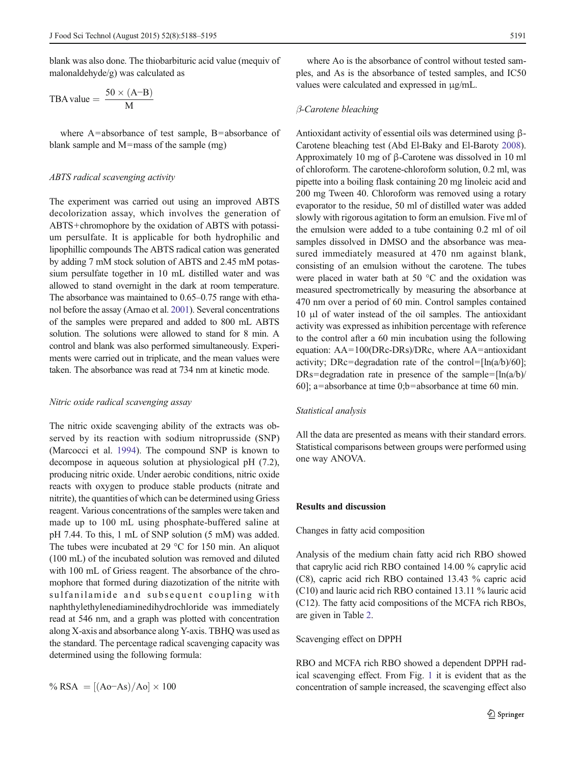blank was also done. The thiobarbituric acid value (mequiv of malonaldehyde/g) was calculated as

$$\text{TBA value} = \frac{50 \times (\text{A}-\text{B})}{\text{M}}$$

where A=absorbance of test sample, B=absorbance of blank sample and M=mass of the sample (mg)

*ABTS radical scavenging activity*

The experiment was carried out using an improved ABTS decolorization assay, which involves the generation of ABTS+chromophore by the oxidation of ABTS with potassium persulfate. It is applicable for both hydrophilic and lipophillic compounds The ABTS radical cation was generated by adding 7 mM stock solution of ABTS and 2.45 mM potassium persulfate together in 10 mL distilled water and was allowed to stand overnight in the dark at room temperature. The absorbance was maintained to 0.65–0.75 range with ethanol before the assay (Arnao et al. 2001). Several concentrations of the samples were prepared and added to 800 mL ABTS solution. The solutions were allowed to stand for 8 min. A control and blank was also performed simultaneously. Experiments were carried out in triplicate, and the mean values were taken. The absorbance was read at 734 nm at kinetic mode.

*Nitric oxide radical scavenging assay*

The nitric oxide scavenging ability of the extracts was observed by its reaction with sodium nitroprusside (SNP) (Marcocci et al. 1994). The compound SNP is known to decompose in aqueous solution at physiological pH (7.2), producing nitric oxide. Under aerobic conditions, nitric oxide reacts with oxygen to produce stable products (nitrate and nitrite), the quantities of which can be determined using Griess reagent. Various concentrations of the samples were taken and made up to 100 mL using phosphate-buffered saline at pH 7.44. To this, 1 mL of SNP solution (5 mM) was added. The tubes were incubated at 29 °C for 150 min. An aliquot (100 mL) of the incubated solution was removed and diluted with 100 mL of Griess reagent. The absorbance of the chromophore that formed during diazotization of the nitrite with sulfanilamide and subsequent coupling with naphthylethylenediaminedihydrochloride was immediately read at 546 nm, and a graph was plotted with concentration along X-axis and absorbance along Y-axis. TBHQ was used as the standard. The percentage radical scavenging capacity was determined using the following formula:

$$\%\,\text{RSA} = [(\text{Ao}-\text{As})/\text{Ao}] \times 100$$

where Ao is the absorbance of control without tested samples, and As is the absorbance of tested samples, and IC50 values were calculated and expressed in μg/mL.

*β-Carotene bleaching*

Antioxidant activity of essential oils was determined using β-Carotene bleaching test (Abd El-Baky and El-Baroty 2008). Approximately 10 mg of β-Carotene was dissolved in 10 ml of chloroform. The carotene-chloroform solution, 0.2 ml, was pipette into a boiling flask containing 20 mg linoleic acid and 200 mg Tween 40. Chloroform was removed using a rotary evaporator to the residue, 50 ml of distilled water was added slowly with rigorous agitation to form an emulsion. Five ml of the emulsion were added to a tube containing 0.2 ml of oil samples dissolved in DMSO and the absorbance was measured immediately measured at 470 nm against blank, consisting of an emulsion without the carotene. The tubes were placed in water bath at 50 °C and the oxidation was measured spectrometrically by measuring the absorbance at 470 nm over a period of 60 min. Control samples contained 10 μl of water instead of the oil samples. The antioxidant activity was expressed as inhibition percentage with reference to the control after a 60 min incubation using the following equation: AA=100(DRc-DRs)/DRc, where AA=antioxidant activity; DRc=degradation rate of the control=[ln(a/b)/60]; DRs=degradation rate in presence of the sample=[ln(a/b)/60]; a=absorbance at time 0;b=absorbance at time 60 min.

*Statistical analysis*

All the data are presented as means with their standard errors. Statistical comparisons between groups were performed using one way ANOVA.

## Results and discussion

### Changes in fatty acid composition

Analysis of the medium chain fatty acid rich RBO showed that caprylic acid rich RBO contained 14.00 % caprylic acid (C8), capric acid rich RBO contained 13.43 % capric acid (C10) and lauric acid rich RBO contained 13.11 % lauric acid (C12). The fatty acid compositions of the MCFA rich RBOs, are given in Table 2.

### Scavenging effect on DPPH

RBO and MCFA rich RBO showed a dependent DPPH radical scavenging effect. From Fig. 1 it is evident that as the concentration of sample increased, the scavenging effect also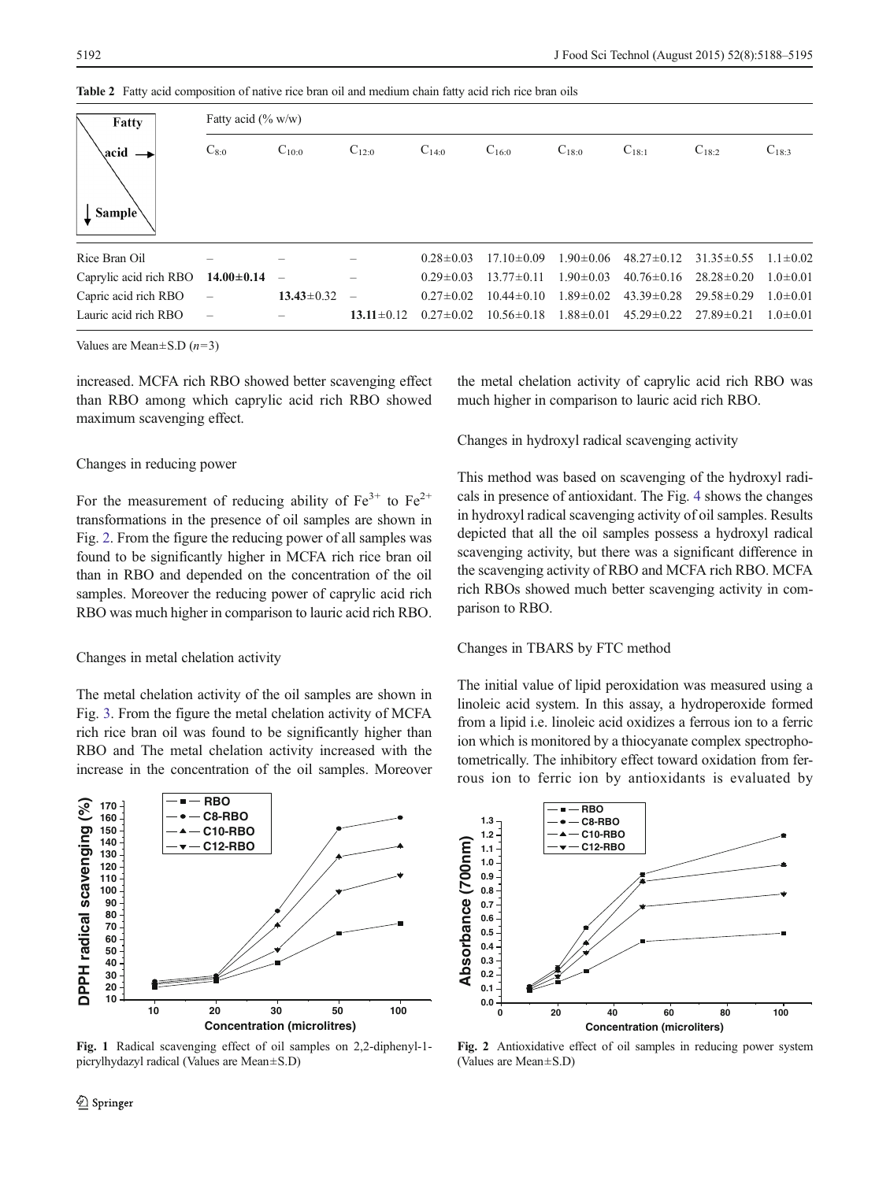**Table 2** Fatty acid composition of native rice bran oil and medium chain fatty acid rich rice bran oils

| Fatty acid → / ↓ Sample | Fatty acid (% w/w) | | | | | | | | |
|---|---|---|---|---|---|---|---|---|---|
| | $C_{8:0}$ | $C_{10:0}$ | $C_{12:0}$ | $C_{14:0}$ | $C_{16:0}$ | $C_{18:0}$ | $C_{18:1}$ | $C_{18:2}$ | $C_{18:3}$ |
| Rice Bran Oil | – | – | – | 0.28±0.03 | 17.10±0.09 | 1.90±0.06 | 48.27±0.12 | 31.35±0.55 | 1.1±0.02 |
| Caprylic acid rich RBO | **14.00±0.14** | – | – | 0.29±0.03 | 13.77±0.11 | 1.90±0.03 | 40.76±0.16 | 28.28±0.20 | 1.0±0.01 |
| Capric acid rich RBO | – | **13.43**±0.32 | – | 0.27±0.02 | 10.44±0.10 | 1.89±0.02 | 43.39±0.28 | 29.58±0.29 | 1.0±0.01 |
| Lauric acid rich RBO | – | – | **13.11**±0.12 | 0.27±0.02 | 10.56±0.18 | 1.88±0.01 | 45.29±0.22 | 27.89±0.21 | 1.0±0.01 |

Values are Mean±S.D ($n$=3)

increased. MCFA rich RBO showed better scavenging effect than RBO among which caprylic acid rich RBO showed maximum scavenging effect.

### Changes in reducing power

For the measurement of reducing ability of $Fe^{3+}$ to $Fe^{2+}$ transformations in the presence of oil samples are shown in Fig. 2. From the figure the reducing power of all samples was found to be significantly higher in MCFA rich rice bran oil than in RBO and depended on the concentration of the oil samples. Moreover the reducing power of caprylic acid rich RBO was much higher in comparison to lauric acid rich RBO.

### Changes in metal chelation activity

The metal chelation activity of the oil samples are shown in Fig. 3. From the figure the metal chelation activity of MCFA rich rice bran oil was found to be significantly higher than RBO and The metal chelation activity increased with the increase in the concentration of the oil samples. Moreover the metal chelation activity of caprylic acid rich RBO was much higher in comparison to lauric acid rich RBO.

### Changes in hydroxyl radical scavenging activity

This method was based on scavenging of the hydroxyl radicals in presence of antioxidant. The Fig. 4 shows the changes in hydroxyl radical scavenging activity of oil samples. Results depicted that all the oil samples possess a hydroxyl radical scavenging activity, but there was a significant difference in the scavenging activity of RBO and MCFA rich RBO. MCFA rich RBOs showed much better scavenging activity in comparison to RBO.

### Changes in TBARS by FTC method

The initial value of lipid peroxidation was measured using a linoleic acid system. In this assay, a hydroperoxide formed from a lipid i.e. linoleic acid oxidizes a ferrous ion to a ferric ion which is monitored by a thiocyanate complex spectrophotometrically. The inhibitory effect toward oxidation from ferrous ion to ferric ion by antioxidants is evaluated by

**Fig. 1** Radical scavenging effect of oil samples on 2,2-diphenyl-1-picrylhydazyl radical (Values are Mean±S.D)

**Fig. 2** Antioxidative effect of oil samples in reducing power system (Values are Mean±S.D)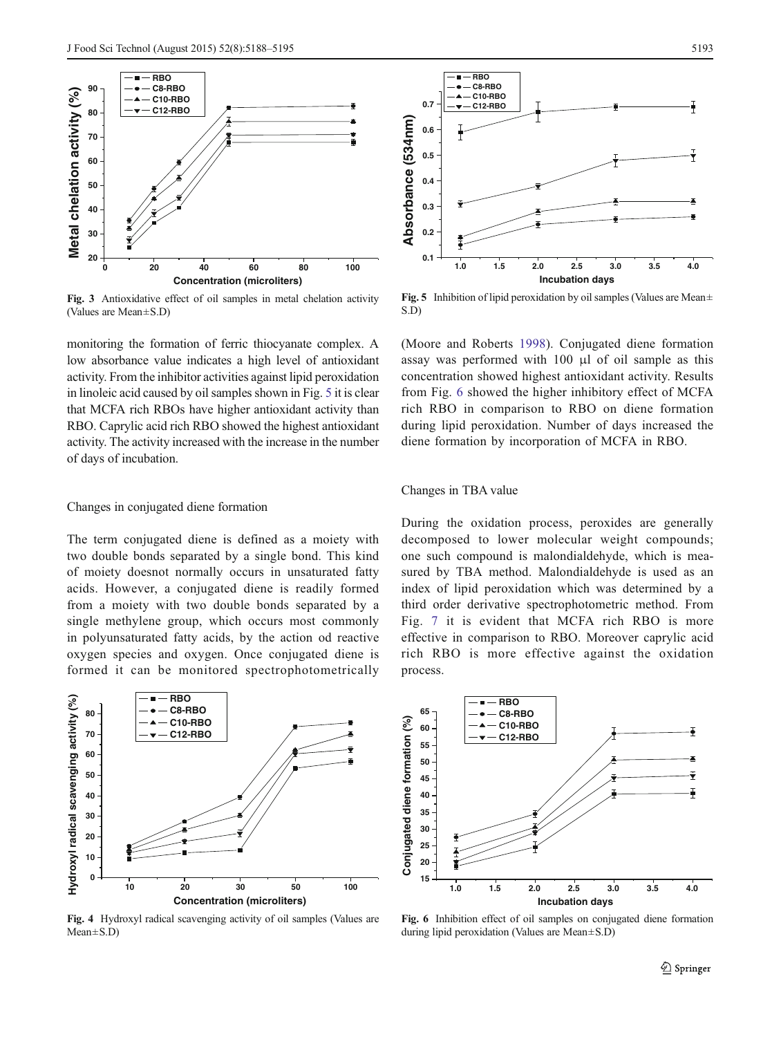Fig. 3 Antioxidative effect of oil samples in metal chelation activity (Values are Mean±S.D)

Fig. 5 Inhibition of lipid peroxidation by oil samples (Values are Mean± S.D)

monitoring the formation of ferric thiocyanate complex. A low absorbance value indicates a high level of antioxidant activity. From the inhibitor activities against lipid peroxidation in linoleic acid caused by oil samples shown in Fig. 5 it is clear that MCFA rich RBOs have higher antioxidant activity than RBO. Caprylic acid rich RBO showed the highest antioxidant activity. The activity increased with the increase in the number of days of incubation.

### Changes in conjugated diene formation

The term conjugated diene is defined as a moiety with two double bonds separated by a single bond. This kind of moiety doesnot normally occurs in unsaturated fatty acids. However, a conjugated diene is readily formed from a moiety with two double bonds separated by a single methylene group, which occurs most commonly in polyunsaturated fatty acids, by the action od reactive oxygen species and oxygen. Once conjugated diene is formed it can be monitored spectrophotometrically (Moore and Roberts 1998). Conjugated diene formation assay was performed with 100 μl of oil sample as this concentration showed highest antioxidant activity. Results from Fig. 6 showed the higher inhibitory effect of MCFA rich RBO in comparison to RBO on diene formation during lipid peroxidation. Number of days increased the diene formation by incorporation of MCFA in RBO.

### Changes in TBA value

During the oxidation process, peroxides are generally decomposed to lower molecular weight compounds; one such compound is malondialdehyde, which is measured by TBA method. Malondialdehyde is used as an index of lipid peroxidation which was determined by a third order derivative spectrophotometric method. From Fig. 7 it is evident that MCFA rich RBO is more effective in comparison to RBO. Moreover caprylic acid rich RBO is more effective against the oxidation process.

Fig. 4 Hydroxyl radical scavenging activity of oil samples (Values are Mean±S.D)

Fig. 6 Inhibition effect of oil samples on conjugated diene formation during lipid peroxidation (Values are Mean±S.D)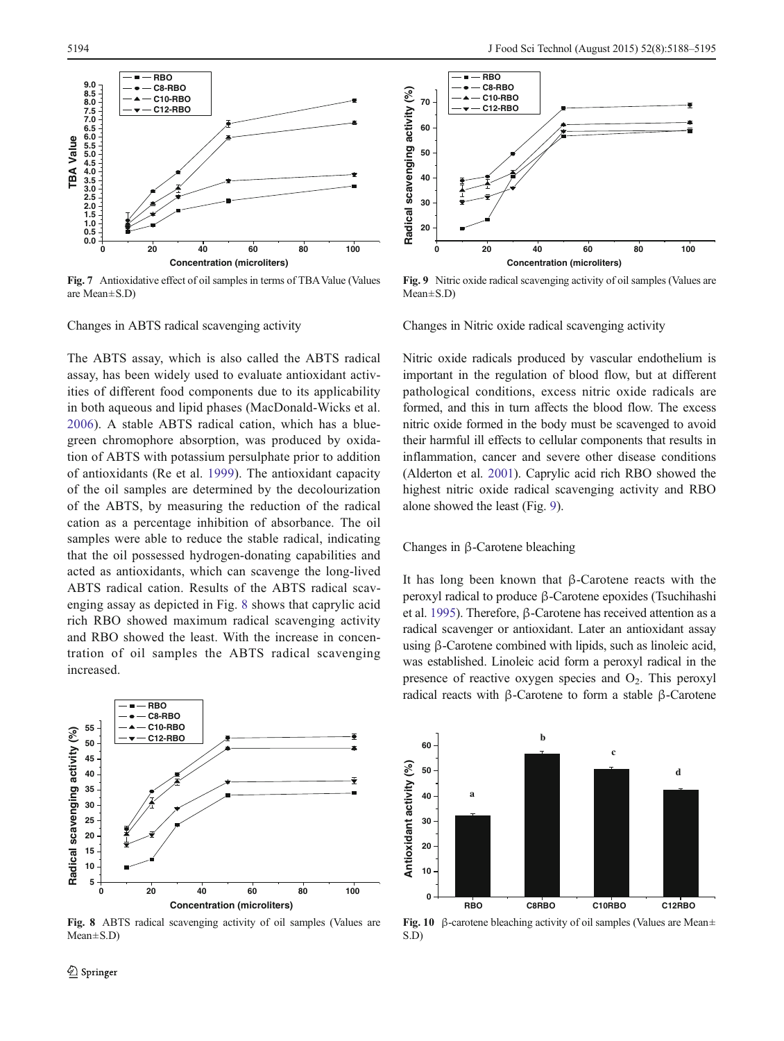Fig. 7 Antioxidative effect of oil samples in terms of TBA Value (Values are Mean±S.D)

Fig. 9 Nitric oxide radical scavenging activity of oil samples (Values are Mean±S.D)

## Changes in ABTS radical scavenging activity

The ABTS assay, which is also called the ABTS radical assay, has been widely used to evaluate antioxidant activities of different food components due to its applicability in both aqueous and lipid phases (MacDonald-Wicks et al. 2006). A stable ABTS radical cation, which has a blue-green chromophore absorption, was produced by oxidation of ABTS with potassium persulphate prior to addition of antioxidants (Re et al. 1999). The antioxidant capacity of the oil samples are determined by the decolourization of the ABTS, by measuring the reduction of the radical cation as a percentage inhibition of absorbance. The oil samples were able to reduce the stable radical, indicating that the oil possessed hydrogen-donating capabilities and acted as antioxidants, which can scavenge the long-lived ABTS radical cation. Results of the ABTS radical scavenging assay as depicted in Fig. 8 shows that caprylic acid rich RBO showed maximum radical scavenging activity and RBO showed the least. With the increase in concentration of oil samples the ABTS radical scavenging increased.

Fig. 8 ABTS radical scavenging activity of oil samples (Values are Mean±S.D)

## Changes in Nitric oxide radical scavenging activity

Nitric oxide radicals produced by vascular endothelium is important in the regulation of blood flow, but at different pathological conditions, excess nitric oxide radicals are formed, and this in turn affects the blood flow. The excess nitric oxide formed in the body must be scavenged to avoid their harmful ill effects to cellular components that results in inflammation, cancer and severe other disease conditions (Alderton et al. 2001). Caprylic acid rich RBO showed the highest nitric oxide radical scavenging activity and RBO alone showed the least (Fig. 9).

## Changes in β-Carotene bleaching

It has long been known that β-Carotene reacts with the peroxyl radical to produce β-Carotene epoxides (Tsuchihashi et al. 1995). Therefore, β-Carotene has received attention as a radical scavenger or antioxidant. Later an antioxidant assay using β-Carotene combined with lipids, such as linoleic acid, was established. Linoleic acid form a peroxyl radical in the presence of reactive oxygen species and $O_2$. This peroxyl radical reacts with β-Carotene to form a stable β-Carotene

Fig. 10 β-carotene bleaching activity of oil samples (Values are Mean± S.D)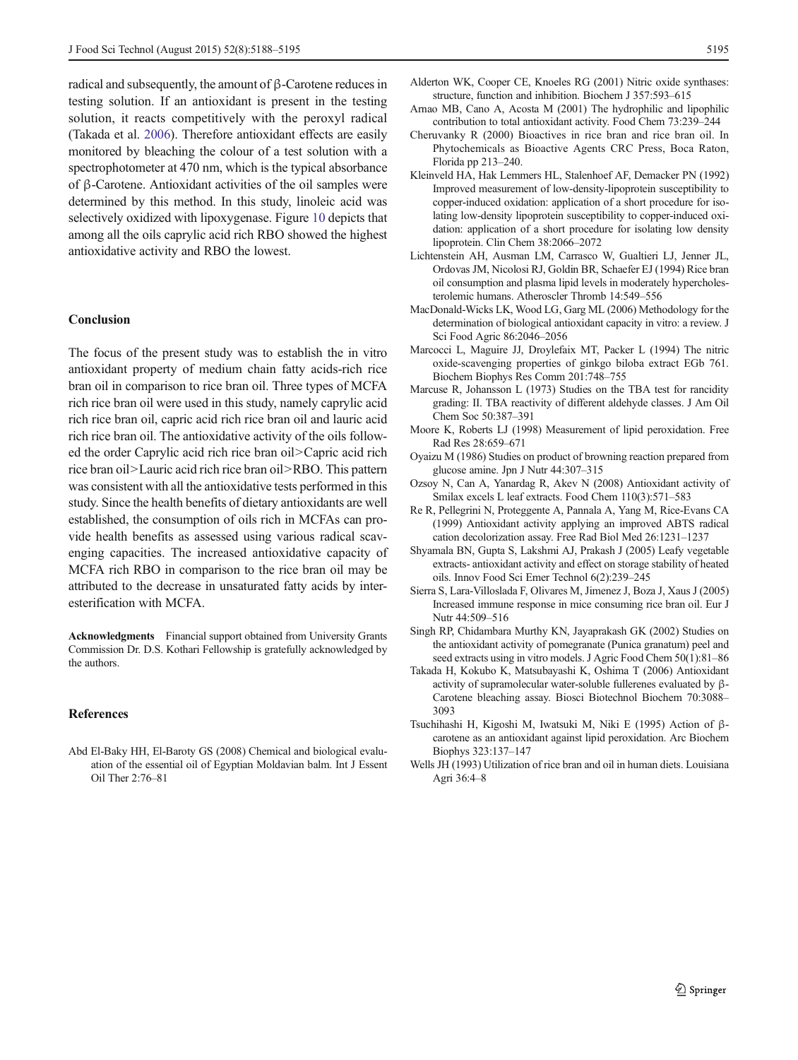radical and subsequently, the amount of β-Carotene reduces in testing solution. If an antioxidant is present in the testing solution, it reacts competitively with the peroxyl radical (Takada et al. 2006). Therefore antioxidant effects are easily monitored by bleaching the colour of a test solution with a spectrophotometer at 470 nm, which is the typical absorbance of β-Carotene. Antioxidant activities of the oil samples were determined by this method. In this study, linoleic acid was selectively oxidized with lipoxygenase. Figure 10 depicts that among all the oils caprylic acid rich RBO showed the highest antioxidative activity and RBO the lowest.

## Conclusion

The focus of the present study was to establish the in vitro antioxidant property of medium chain fatty acids-rich rice bran oil in comparison to rice bran oil. Three types of MCFA rich rice bran oil were used in this study, namely caprylic acid rich rice bran oil, capric acid rich rice bran oil and lauric acid rich rice bran oil. The antioxidative activity of the oils followed the order Caprylic acid rich rice bran oil>Capric acid rich rice bran oil>Lauric acid rich rice bran oil>RBO. This pattern was consistent with all the antioxidative tests performed in this study. Since the health benefits of dietary antioxidants are well established, the consumption of oils rich in MCFAs can provide health benefits as assessed using various radical scavenging capacities. The increased antioxidative capacity of MCFA rich RBO in comparison to the rice bran oil may be attributed to the decrease in unsaturated fatty acids by interesterification with MCFA.

**Acknowledgments** Financial support obtained from University Grants Commission Dr. D.S. Kothari Fellowship is gratefully acknowledged by the authors.

## References

Abd El-Baky HH, El-Baroty GS (2008) Chemical and biological evaluation of the essential oil of Egyptian Moldavian balm. Int J Essent Oil Ther 2:76–81

Alderton WK, Cooper CE, Knoeles RG (2001) Nitric oxide synthases: structure, function and inhibition. Biochem J 357:593–615

Arnao MB, Cano A, Acosta M (2001) The hydrophilic and lipophilic contribution to total antioxidant activity. Food Chem 73:239–244

Cheruvanky R (2000) Bioactives in rice bran and rice bran oil. In Phytochemicals as Bioactive Agents CRC Press, Boca Raton, Florida pp 213–240.

Kleinveld HA, Hak Lemmers HL, Stalenhoef AF, Demacker PN (1992) Improved measurement of low-density-lipoprotein susceptibility to copper-induced oxidation: application of a short procedure for isolating low-density lipoprotein susceptibility to copper-induced oxidation: application of a short procedure for isolating low density lipoprotein. Clin Chem 38:2066–2072

Lichtenstein AH, Ausman LM, Carrasco W, Gualtieri LJ, Jenner JL, Ordovas JM, Nicolosi RJ, Goldin BR, Schaefer EJ (1994) Rice bran oil consumption and plasma lipid levels in moderately hypercholesterolemic humans. Atheroscler Thromb 14:549–556

MacDonald-Wicks LK, Wood LG, Garg ML (2006) Methodology for the determination of biological antioxidant capacity in vitro: a review. J Sci Food Agric 86:2046–2056

Marcocci L, Maguire JJ, Droylefaix MT, Packer L (1994) The nitric oxide-scavenging properties of ginkgo biloba extract EGb 761. Biochem Biophys Res Comm 201:748–755

Marcuse R, Johansson L (1973) Studies on the TBA test for rancidity grading: II. TBA reactivity of different aldehyde classes. J Am Oil Chem Soc 50:387–391

Moore K, Roberts LJ (1998) Measurement of lipid peroxidation. Free Rad Res 28:659–671

Oyaizu M (1986) Studies on product of browning reaction prepared from glucose amine. Jpn J Nutr 44:307–315

Ozsoy N, Can A, Yanardag R, Akev N (2008) Antioxidant activity of Smilax excels L leaf extracts. Food Chem 110(3):571–583

Re R, Pellegrini N, Proteggente A, Pannala A, Yang M, Rice-Evans CA (1999) Antioxidant activity applying an improved ABTS radical cation decolorization assay. Free Rad Biol Med 26:1231–1237

Shyamala BN, Gupta S, Lakshmi AJ, Prakash J (2005) Leafy vegetable extracts- antioxidant activity and effect on storage stability of heated oils. Innov Food Sci Emer Technol 6(2):239–245

Sierra S, Lara-Villoslada F, Olivares M, Jimenez J, Boza J, Xaus J (2005) Increased immune response in mice consuming rice bran oil. Eur J Nutr 44:509–516

Singh RP, Chidambara Murthy KN, Jayaprakash GK (2002) Studies on the antioxidant activity of pomegranate (Punica granatum) peel and seed extracts using in vitro models. J Agric Food Chem 50(1):81–86

Takada H, Kokubo K, Matsubayashi K, Oshima T (2006) Antioxidant activity of supramolecular water-soluble fullerenes evaluated by β-Carotene bleaching assay. Biosci Biotechnol Biochem 70:3088–3093

Tsuchihashi H, Kigoshi M, Iwatsuki M, Niki E (1995) Action of β-carotene as an antioxidant against lipid peroxidation. Arc Biochem Biophys 323:137–147

Wells JH (1993) Utilization of rice bran and oil in human diets. Louisiana Agri 36:4–8